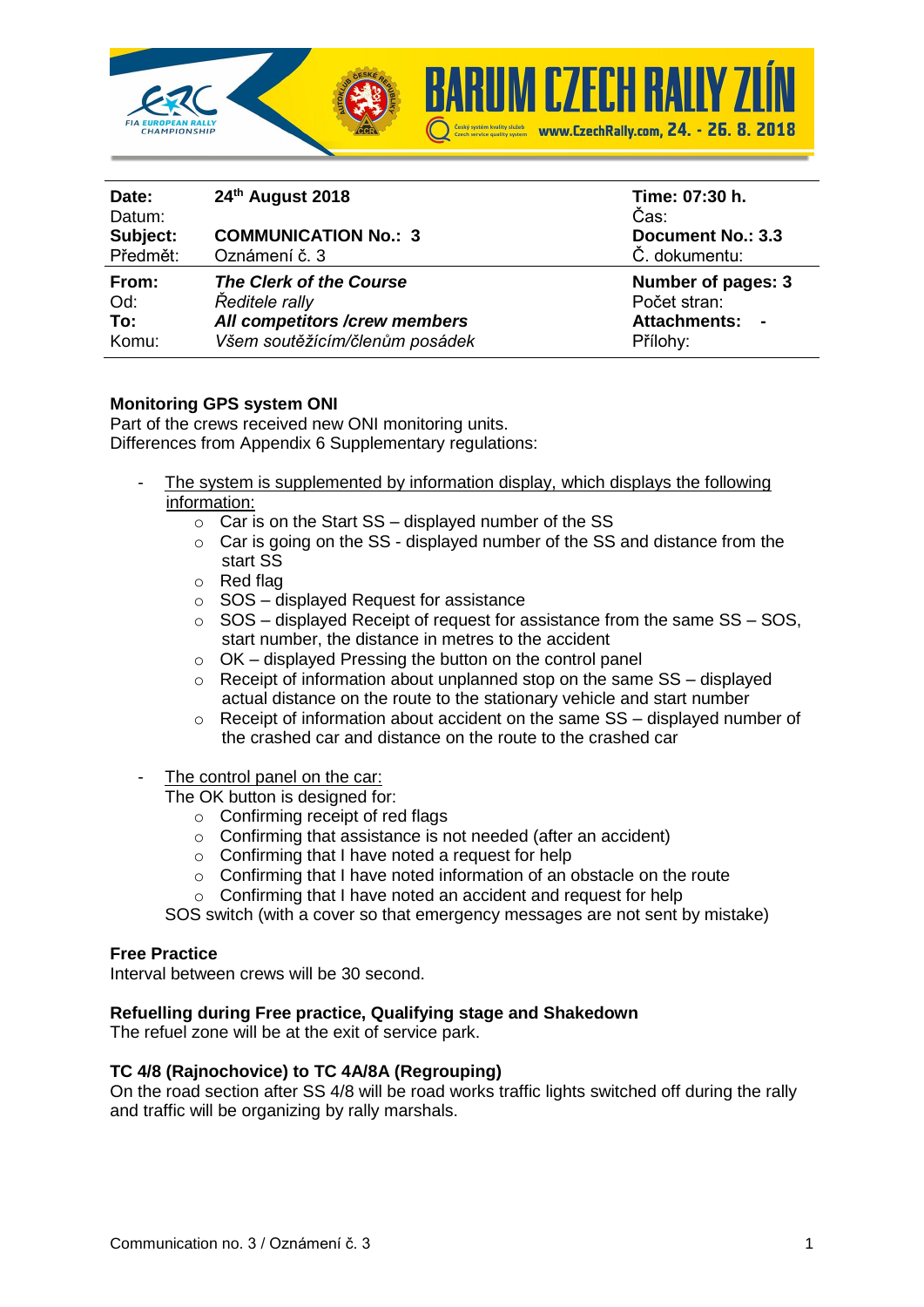BARUM CZECH RALLY ZLÍN

www.CzechRally.com, 24. - 26. 8. 2018

| | | |
|---|---|---|
| **Date:** Datum: | **24th August 2018** | **Time: 07:30 h.** Čas: |
| **Subject:** Předmět: | **COMMUNICATION No.: 3** Oznámení č. 3 | **Document No.: 3.3** Č. dokumentu: |
| **From:** Od: | ***The Clerk of the Course*** *Ředitele rally* | **Number of pages: 3** Počet stran: |
| **To:** Komu: | ***All competitors /crew members*** *Všem soutěžícím/členům posádek* | **Attachments: -** Přílohy: |

**Monitoring GPS system ONI**

Part of the crews received new ONI monitoring units.
Differences from Appendix 6 Supplementary regulations:

- The system is supplemented by information display, which displays the following information:
  - Car is on the Start SS – displayed number of the SS
  - Car is going on the SS - displayed number of the SS and distance from the start SS
  - Red flag
  - SOS – displayed Request for assistance
  - SOS – displayed Receipt of request for assistance from the same SS – SOS, start number, the distance in metres to the accident
  - OK – displayed Pressing the button on the control panel
  - Receipt of information about unplanned stop on the same SS – displayed actual distance on the route to the stationary vehicle and start number
  - Receipt of information about accident on the same SS – displayed number of the crashed car and distance on the route to the crashed car

- The control panel on the car:

  The OK button is designed for:
  - Confirming receipt of red flags
  - Confirming that assistance is not needed (after an accident)
  - Confirming that I have noted a request for help
  - Confirming that I have noted information of an obstacle on the route
  - Confirming that I have noted an accident and request for help

  SOS switch (with a cover so that emergency messages are not sent by mistake)

**Free Practice**

Interval between crews will be 30 second.

**Refuelling during Free practice, Qualifying stage and Shakedown**

The refuel zone will be at the exit of service park.

**TC 4/8 (Rajnochovice) to TC 4A/8A (Regrouping)**

On the road section after SS 4/8 will be road works traffic lights switched off during the rally and traffic will be organizing by rally marshals.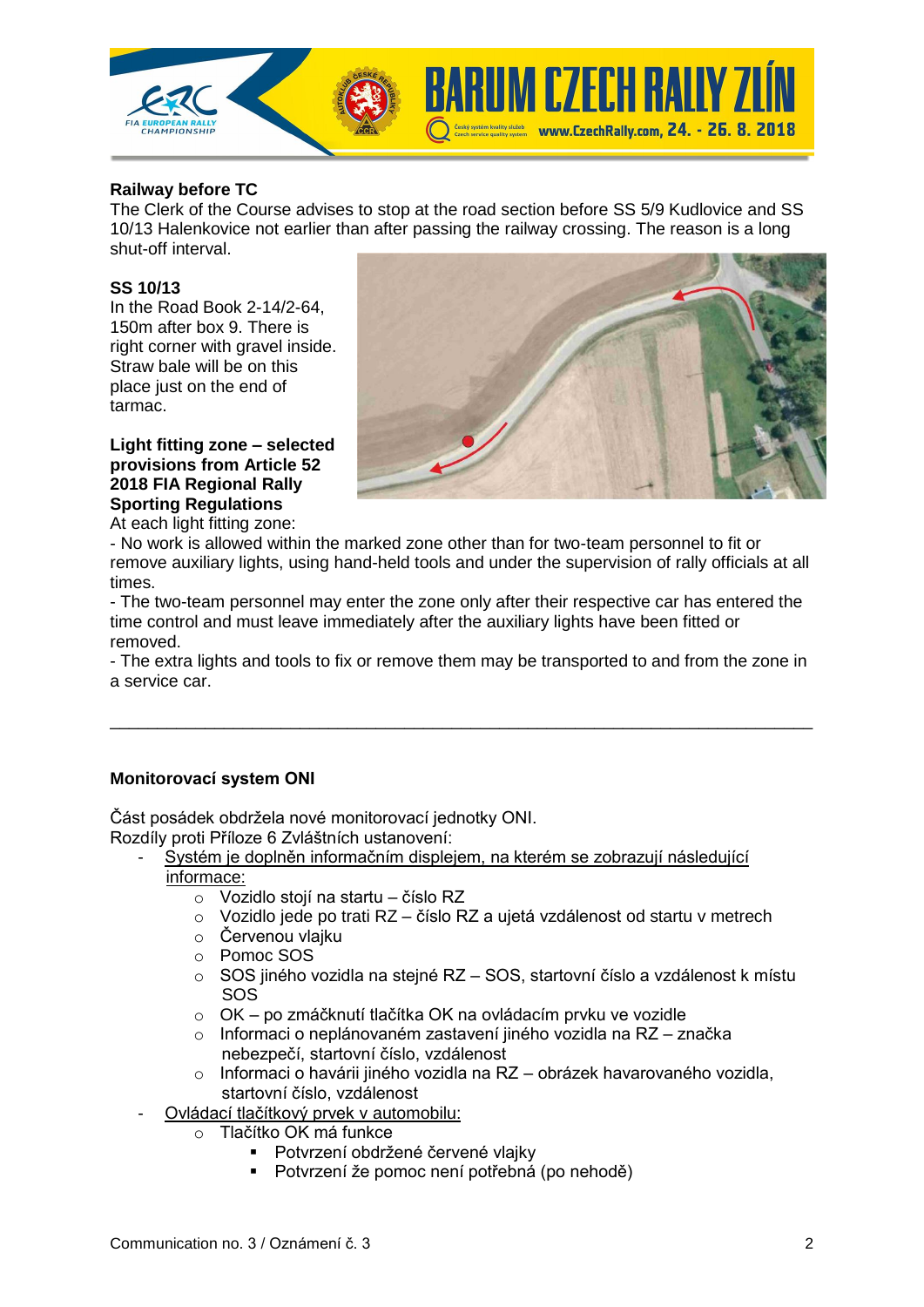**Railway before TC**

The Clerk of the Course advises to stop at the road section before SS 5/9 Kudlovice and SS 10/13 Halenkovice not earlier than after passing the railway crossing. The reason is a long shut-off interval.

**SS 10/13**

In the Road Book 2-14/2-64, 150m after box 9. There is right corner with gravel inside. Straw bale will be on this place just on the end of tarmac.

**Light fitting zone – selected provisions from Article 52 2018 FIA Regional Rally Sporting Regulations**

At each light fitting zone:

- No work is allowed within the marked zone other than for two-team personnel to fit or remove auxiliary lights, using hand-held tools and under the supervision of rally officials at all times.
- The two-team personnel may enter the zone only after their respective car has entered the time control and must leave immediately after the auxiliary lights have been fitted or removed.
- The extra lights and tools to fix or remove them may be transported to and from the zone in a service car.

---

**Monitorovací system ONI**

Část posádek obdržela nové monitorovací jednotky ONI.
Rozdíly proti Příloze 6 Zvláštních ustanovení:

- Systém je doplněn informačním displejem, na kterém se zobrazují následující informace:
  - Vozidlo stojí na startu – číslo RZ
  - Vozidlo jede po trati RZ – číslo RZ a ujetá vzdálenost od startu v metrech
  - Červenou vlajku
  - Pomoc SOS
  - SOS jiného vozidla na stejné RZ – SOS, startovní číslo a vzdálenost k místu SOS
  - OK – po zmáčknutí tlačítka OK na ovládacím prvku ve vozidle
  - Informaci o neplánovaném zastavení jiného vozidla na RZ – značka nebezpečí, startovní číslo, vzdálenost
  - Informaci o havárii jiného vozidla na RZ – obrázek havarovaného vozidla, startovní číslo, vzdálenost
- Ovládací tlačítkový prvek v automobilu:
  - Tlačítko OK má funkce
    - Potvrzení obdržené červené vlajky
    - Potvrzení že pomoc není potřebná (po nehodě)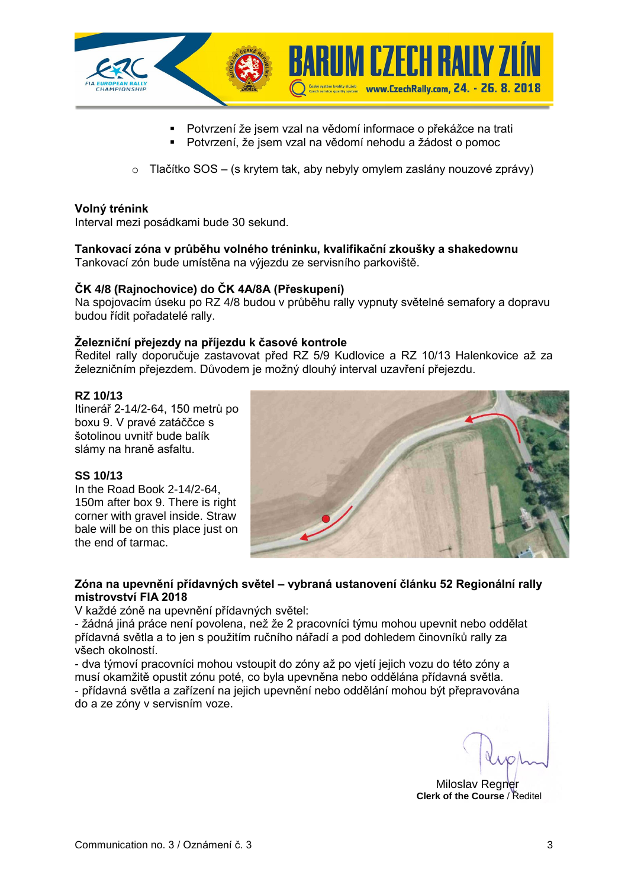- Potvrzení že jsem vzal na vědomí informace o překážce na trati
- Potvrzení, že jsem vzal na vědomí nehodu a žádost o pomoc

  - Tlačítko SOS – (s krytem tak, aby nebyly omylem zaslány nouzové zprávy)

**Volný trénink**
Interval mezi posádkami bude 30 sekund.

**Tankovací zóna v průběhu volného tréninku, kvalifikační zkoušky a shakedownu**
Tankovací zón bude umístěna na výjezdu ze servisního parkoviště.

**ČK 4/8 (Rajnochovice) do ČK 4A/8A (Přeskupení)**
Na spojovacím úseku po RZ 4/8 budou v průběhu rally vypnuty světelné semafory a dopravu budou řídit pořadatelé rally.

**Železniční přejezdy na příjezdu k časové kontrole**
Ředitel rally doporučuje zastavovat před RZ 5/9 Kudlovice a RZ 10/13 Halenkovice až za železničním přejezdem. Důvodem je možný dlouhý interval uzavření přejezdu.

**RZ 10/13**
Itinerář 2-14/2-64, 150 metrů po boxu 9. V pravé zatáččce s šotolinou uvnitř bude balík slámy na hraně asfaltu.

**SS 10/13**
In the Road Book 2-14/2-64, 150m after box 9. There is right corner with gravel inside. Straw bale will be on this place just on the end of tarmac.

**Zóna na upevnění přídavných světel – vybraná ustanovení článku 52 Regionální rally mistrovství FIA 2018**
V každé zóně na upevnění přídavných světel:
- žádná jiná práce není povolena, než že 2 pracovníci týmu mohou upevnit nebo oddělat přídavná světla a to jen s použitím ručního nářadí a pod dohledem činovníků rally za všech okolností.
- dva týmoví pracovníci mohou vstoupit do zóny až po vjetí jejich vozu do této zóny a musí okamžitě opustit zónu poté, co byla upevněna nebo oddělána přídavná světla.
- přídavná světla a zařízení na jejich upevnění nebo oddělání mohou být přepravována do a ze zóny v servisním voze.

Miloslav Regner
**Clerk of the Course** / Ředitel